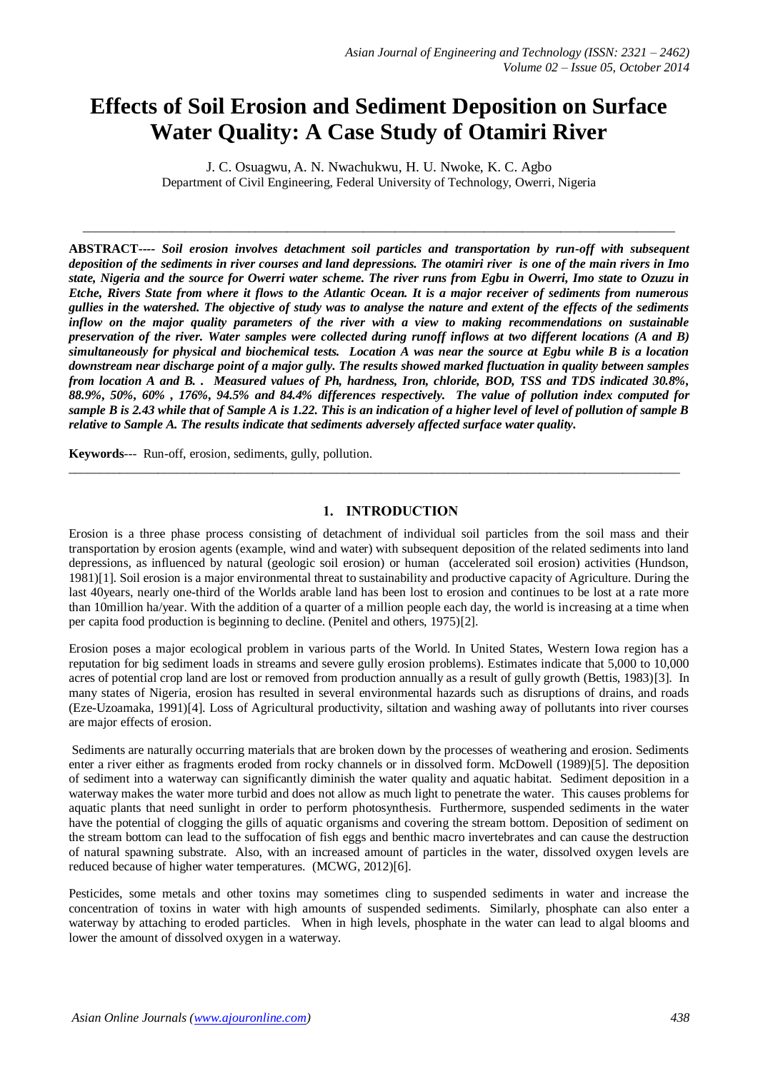# Effects of Soil Erosion and Sediment Deposition on Surface Water Quality: A Case Study of Otamiri River

J. C. Osuagwu, A. N. Nwachukwu, H. U. Nwoke, K. C. Agbo

Department of Civil Engineering, Federal University of Technology, Owerri, Nigeria

---

**ABSTRACT----** ***Soil erosion involves detachment soil particles and transportation by run-off with subsequent deposition of the sediments in river courses and land depressions. The otamiri river is one of the main rivers in Imo state, Nigeria and the source for Owerri water scheme. The river runs from Egbu in Owerri, Imo state to Ozuzu in Etche, Rivers State from where it flows to the Atlantic Ocean. It is a major receiver of sediments from numerous gullies in the watershed. The objective of study was to analyse the nature and extent of the effects of the sediments inflow on the major quality parameters of the river with a view to making recommendations on sustainable preservation of the river. Water samples were collected during runoff inflows at two different locations (A and B) simultaneously for physical and biochemical tests. Location A was near the source at Egbu while B is a location downstream near discharge point of a major gully. The results showed marked fluctuation in quality between samples from location A and B. . Measured values of Ph, hardness, Iron, chloride, BOD, TSS and TDS indicated 30.8%, 88.9%, 50%, 60% , 176%, 94.5% and 84.4% differences respectively. The value of pollution index computed for sample B is 2.43 while that of Sample A is 1.22. This is an indication of a higher level of level of pollution of sample B relative to Sample A. The results indicate that sediments adversely affected surface water quality.***

**Keywords**--- Run-off, erosion, sediments, gully, pollution.

---

## 1. INTRODUCTION

Erosion is a three phase process consisting of detachment of individual soil particles from the soil mass and their transportation by erosion agents (example, wind and water) with subsequent deposition of the related sediments into land depressions, as influenced by natural (geologic soil erosion) or human (accelerated soil erosion) activities (Hundson, 1981)[1]. Soil erosion is a major environmental threat to sustainability and productive capacity of Agriculture. During the last 40years, nearly one-third of the Worlds arable land has been lost to erosion and continues to be lost at a rate more than 10million ha/year. With the addition of a quarter of a million people each day, the world is increasing at a time when per capita food production is beginning to decline. (Penitel and others, 1975)[2].

Erosion poses a major ecological problem in various parts of the World. In United States, Western Iowa region has a reputation for big sediment loads in streams and severe gully erosion problems). Estimates indicate that 5,000 to 10,000 acres of potential crop land are lost or removed from production annually as a result of gully growth (Bettis, 1983)[3]. In many states of Nigeria, erosion has resulted in several environmental hazards such as disruptions of drains, and roads (Eze-Uzoamaka, 1991)[4]. Loss of Agricultural productivity, siltation and washing away of pollutants into river courses are major effects of erosion.

Sediments are naturally occurring materials that are broken down by the processes of weathering and erosion. Sediments enter a river either as fragments eroded from rocky channels or in dissolved form. McDowell (1989)[5]. The deposition of sediment into a waterway can significantly diminish the water quality and aquatic habitat. Sediment deposition in a waterway makes the water more turbid and does not allow as much light to penetrate the water. This causes problems for aquatic plants that need sunlight in order to perform photosynthesis. Furthermore, suspended sediments in the water have the potential of clogging the gills of aquatic organisms and covering the stream bottom. Deposition of sediment on the stream bottom can lead to the suffocation of fish eggs and benthic macro invertebrates and can cause the destruction of natural spawning substrate. Also, with an increased amount of particles in the water, dissolved oxygen levels are reduced because of higher water temperatures. (MCWG, 2012)[6].

Pesticides, some metals and other toxins may sometimes cling to suspended sediments in water and increase the concentration of toxins in water with high amounts of suspended sediments. Similarly, phosphate can also enter a waterway by attaching to eroded particles. When in high levels, phosphate in the water can lead to algal blooms and lower the amount of dissolved oxygen in a waterway.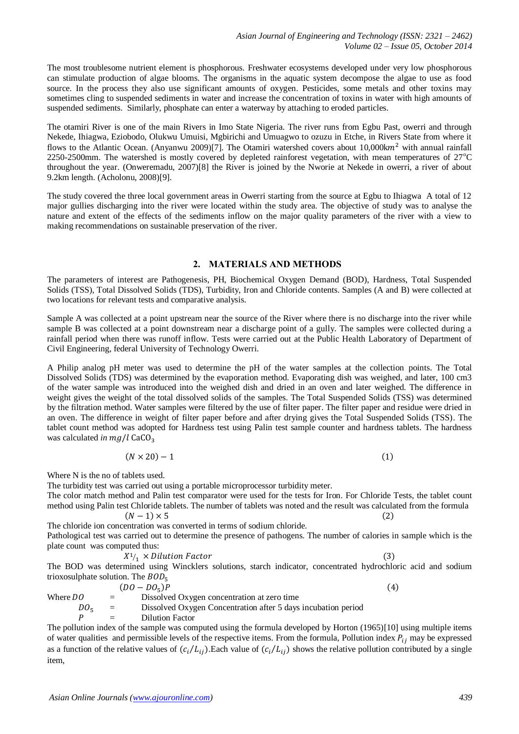The most troublesome nutrient element is phosphorous. Freshwater ecosystems developed under very low phosphorous can stimulate production of algae blooms. The organisms in the aquatic system decompose the algae to use as food source. In the process they also use significant amounts of oxygen. Pesticides, some metals and other toxins may sometimes cling to suspended sediments in water and increase the concentration of toxins in water with high amounts of suspended sediments. Similarly, phosphate can enter a waterway by attaching to eroded particles.

The otamiri River is one of the main Rivers in Imo State Nigeria. The river runs from Egbu Past, owerri and through Nekede, Ihiagwa, Eziobodo, Olukwu Umuisi, Mgbirichi and Umuagwo to ozuzu in Etche, in Rivers State from where it flows to the Atlantic Ocean. (Anyanwu 2009)[7]. The Otamiri watershed covers about 10,000$km^2$ with annual rainfall 2250-2500mm. The watershed is mostly covered by depleted rainforest vegetation, with mean temperatures of 27°C throughout the year. (Onweremadu, 2007)[8] the River is joined by the Nworie at Nekede in owerri, a river of about 9.2km length. (Acholonu, 2008)[9].

The study covered the three local government areas in Owerri starting from the source at Egbu to Ihiagwa A total of 12 major gullies discharging into the river were located within the study area. The objective of study was to analyse the nature and extent of the effects of the sediments inflow on the major quality parameters of the river with a view to making recommendations on sustainable preservation of the river.

## 2. MATERIALS AND METHODS

The parameters of interest are Pathogenesis, PH, Biochemical Oxygen Demand (BOD), Hardness, Total Suspended Solids (TSS), Total Dissolved Solids (TDS), Turbidity, Iron and Chloride contents. Samples (A and B) were collected at two locations for relevant tests and comparative analysis.

Sample A was collected at a point upstream near the source of the River where there is no discharge into the river while sample B was collected at a point downstream near a discharge point of a gully. The samples were collected during a rainfall period when there was runoff inflow. Tests were carried out at the Public Health Laboratory of Department of Civil Engineering, federal University of Technology Owerri.

A Philip analog pH meter was used to determine the pH of the water samples at the collection points. The Total Dissolved Solids (TDS) was determined by the evaporation method. Evaporating dish was weighed, and later, 100 cm3 of the water sample was introduced into the weighed dish and dried in an oven and later weighed. The difference in weight gives the weight of the total dissolved solids of the samples. The Total Suspended Solids (TSS) was determined by the filtration method. Water samples were filtered by the use of filter paper. The filter paper and residue were dried in an oven. The difference in weight of filter paper before and after drying gives the Total Suspended Solids (TSS). The tablet count method was adopted for Hardness test using Palin test sample counter and hardness tablets. The hardness was calculated *in* $mg/l$ $CaCO_3$

$$(N \times 20) - 1 \qquad (1)$$

Where N is the no of tablets used.

The turbidity test was carried out using a portable microprocessor turbidity meter.

The color match method and Palin test comparator were used for the tests for Iron. For Chloride Tests, the tablet count method using Palin test Chloride tablets. The number of tablets was noted and the result was calculated from the formula

$$(N - 1) \times 5 \qquad (2)$$

The chloride ion concentration was converted in terms of sodium chloride.

Pathological test was carried out to determine the presence of pathogens. The number of calories in sample which is the plate count was computed thus:

$$X^1/_1 \times Dilution\ Factor \qquad (3)$$

The BOD was determined using Wincklers solutions, starch indicator, concentrated hydrochloric acid and sodium trioxosulphate solution. The $BOD_5$

$$(DO - DO_5)P \qquad (4)$$

Where $DO$ = Dissolved Oxygen concentration at zero time

$DO_5$ = Dissolved Oxygen Concentration after 5 days incubation period

$P$ = Dilution Factor

The pollution index of the sample was computed using the formula developed by Horton (1965)[10] using multiple items of water qualities and permissible levels of the respective items. From the formula, Pollution index $P_{ij}$ may be expressed as a function of the relative values of $(c_i/L_{ij})$. Each value of $(c_i/L_{ij})$ shows the relative pollution contributed by a single item,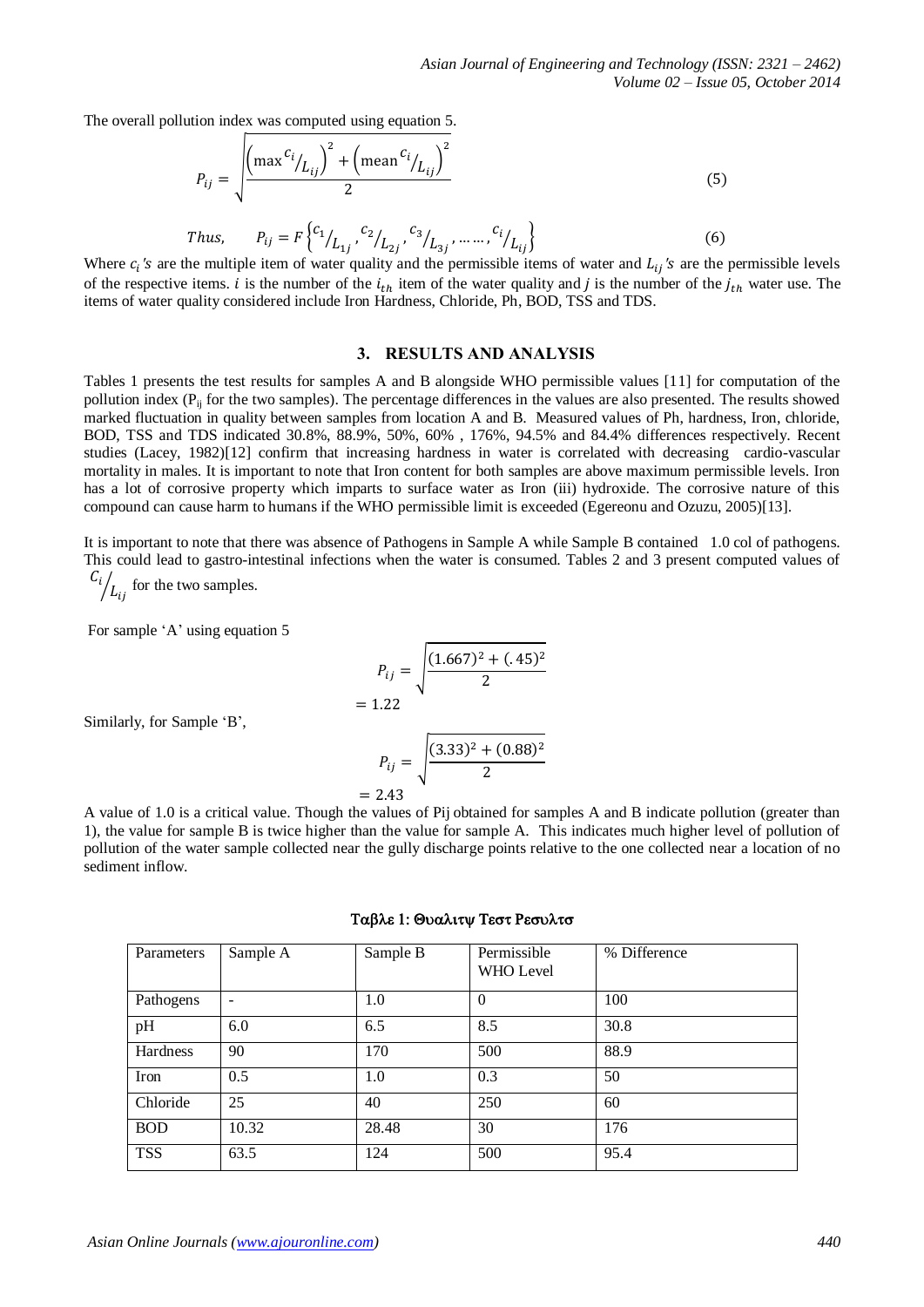The overall pollution index was computed using equation 5.

$$P_{ij} = \sqrt{\frac{\left(\max {c_i}/{L_{ij}}\right)^2 + \left(\text{mean } {c_i}/{L_{ij}}\right)^2}{2}} \tag{5}$$

$$Thus, \quad P_{ij} = F\left\{{c_1}/{L_{1j}}, {c_2}/{L_{2j}}, {c_3}/{L_{3j}}, \ldots\ldots, {c_i}/{L_{ij}}\right\} \tag{6}$$

Where $c_i$'s are the multiple item of water quality and the permissible items of water and $L_{ij}$'s are the permissible levels of the respective items. $i$ is the number of the $i_{th}$ item of the water quality and $j$ is the number of the $j_{th}$ water use. The items of water quality considered include Iron Hardness, Chloride, Ph, BOD, TSS and TDS.

## 3. RESULTS AND ANALYSIS

Tables 1 presents the test results for samples A and B alongside WHO permissible values [11] for computation of the pollution index ($P_{ij}$ for the two samples). The percentage differences in the values are also presented. The results showed marked fluctuation in quality between samples from location A and B. Measured values of Ph, hardness, Iron, chloride, BOD, TSS and TDS indicated 30.8%, 88.9%, 50%, 60% , 176%, 94.5% and 84.4% differences respectively. Recent studies (Lacey, 1982)[12] confirm that increasing hardness in water is correlated with decreasing cardio-vascular mortality in males. It is important to note that Iron content for both samples are above maximum permissible levels. Iron has a lot of corrosive property which imparts to surface water as Iron (iii) hydroxide. The corrosive nature of this compound can cause harm to humans if the WHO permissible limit is exceeded (Egereonu and Ozuzu, 2005)[13].

It is important to note that there was absence of Pathogens in Sample A while Sample B contained 1.0 col of pathogens. This could lead to gastro-intestinal infections when the water is consumed. Tables 2 and 3 present computed values of ${C_i}/{L_{ij}}$ for the two samples.

For sample 'A' using equation 5

$$P_{ij} = \sqrt{\frac{(1.667)^2 + (.45)^2}{2}}$$

$$= 1.22$$

Similarly, for Sample 'B',

$$P_{ij} = \sqrt{\frac{(3.33)^2 + (0.88)^2}{2}}$$

$$= 2.43$$

A value of 1.0 is a critical value. Though the values of Pij obtained for samples A and B indicate pollution (greater than 1), the value for sample B is twice higher than the value for sample A. This indicates much higher level of pollution of pollution of the water sample collected near the gully discharge points relative to the one collected near a location of no sediment inflow.

Table 1: Quality Test Results

| Parameters | Sample A | Sample B | Permissible WHO Level | % Difference |
|---|---|---|---|---|
| Pathogens | - | 1.0 | 0 | 100 |
| pH | 6.0 | 6.5 | 8.5 | 30.8 |
| Hardness | 90 | 170 | 500 | 88.9 |
| Iron | 0.5 | 1.0 | 0.3 | 50 |
| Chloride | 25 | 40 | 250 | 60 |
| BOD | 10.32 | 28.48 | 30 | 176 |
| TSS | 63.5 | 124 | 500 | 95.4 |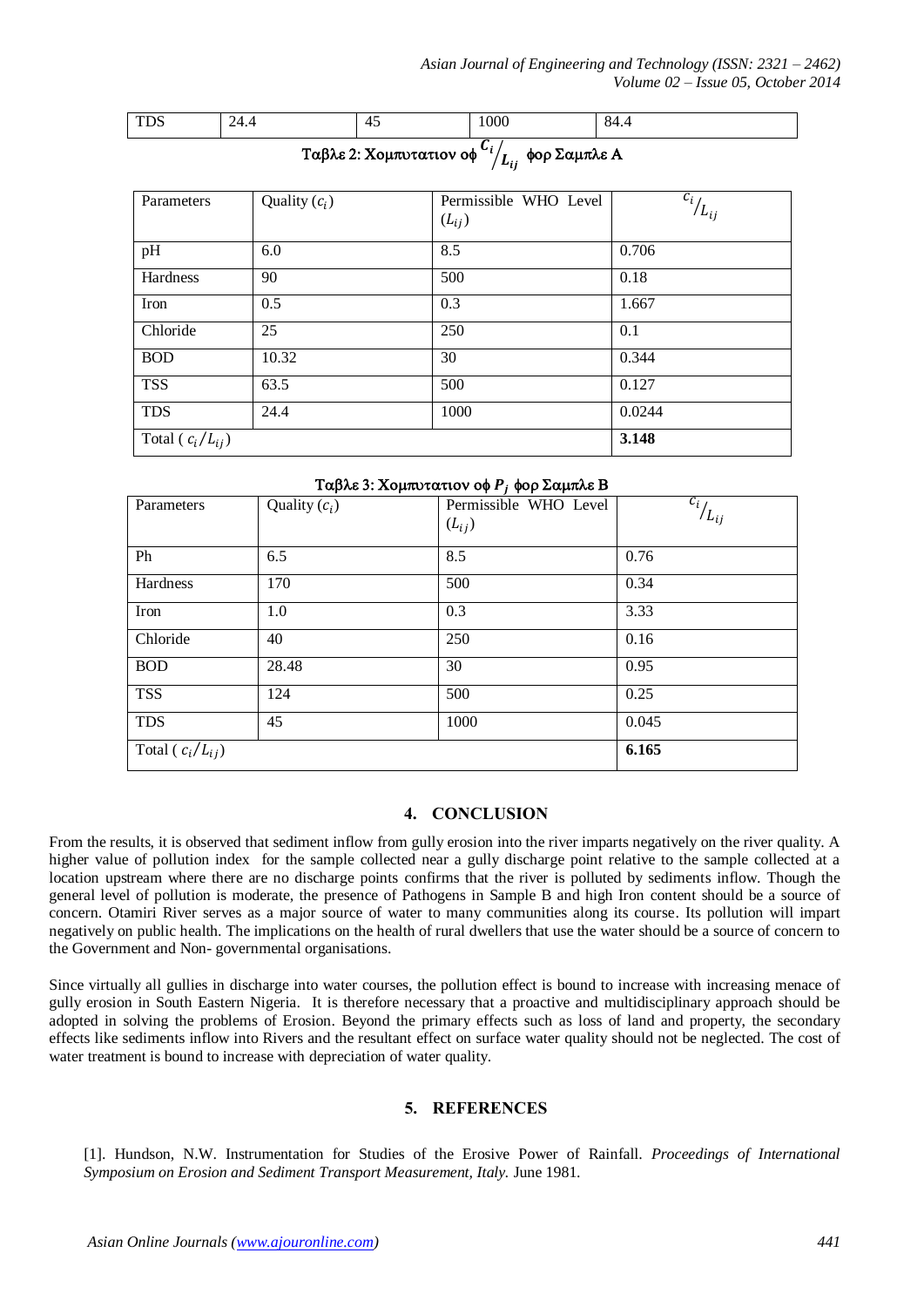| TDS | 24.4 | 45 | 1000 | 84.4 |
|---|---|---|---|---|

Ταβλε 2: Χομπυτατιον οφ $c_i/L_{ij}$ φορ Σαμπλε Α

| Parameters | Quality ($c_i$) | Permissible WHO Level ($L_{ij}$) | $c_i/L_{ij}$ |
|---|---|---|---|
| pH | 6.0 | 8.5 | 0.706 |
| Hardness | 90 | 500 | 0.18 |
| Iron | 0.5 | 0.3 | 1.667 |
| Chloride | 25 | 250 | 0.1 |
| BOD | 10.32 | 30 | 0.344 |
| TSS | 63.5 | 500 | 0.127 |
| TDS | 24.4 | 1000 | 0.0244 |
| Total ( $c_i/L_{ij}$) | | | **3.148** |

Ταβλε 3: Χομπυτατιον οφ $P_j$ φορ Σαμπλε Β

| Parameters | Quality ($c_i$) | Permissible WHO Level ($L_{ij}$) | $c_i/L_{ij}$ |
|---|---|---|---|
| Ph | 6.5 | 8.5 | 0.76 |
| Hardness | 170 | 500 | 0.34 |
| Iron | 1.0 | 0.3 | 3.33 |
| Chloride | 40 | 250 | 0.16 |
| BOD | 28.48 | 30 | 0.95 |
| TSS | 124 | 500 | 0.25 |
| TDS | 45 | 1000 | 0.045 |
| Total ( $c_i/L_{ij}$) | | | **6.165** |

## 4. CONCLUSION

From the results, it is observed that sediment inflow from gully erosion into the river imparts negatively on the river quality. A higher value of pollution index for the sample collected near a gully discharge point relative to the sample collected at a location upstream where there are no discharge points confirms that the river is polluted by sediments inflow. Though the general level of pollution is moderate, the presence of Pathogens in Sample B and high Iron content should be a source of concern. Otamiri River serves as a major source of water to many communities along its course. Its pollution will impart negatively on public health. The implications on the health of rural dwellers that use the water should be a source of concern to the Government and Non- governmental organisations.

Since virtually all gullies in discharge into water courses, the pollution effect is bound to increase with increasing menace of gully erosion in South Eastern Nigeria. It is therefore necessary that a proactive and multidisciplinary approach should be adopted in solving the problems of Erosion. Beyond the primary effects such as loss of land and property, the secondary effects like sediments inflow into Rivers and the resultant effect on surface water quality should not be neglected. The cost of water treatment is bound to increase with depreciation of water quality.

## 5. REFERENCES

[1]. Hundson, N.W. Instrumentation for Studies of the Erosive Power of Rainfall. *Proceedings of International Symposium on Erosion and Sediment Transport Measurement, Italy.* June 1981.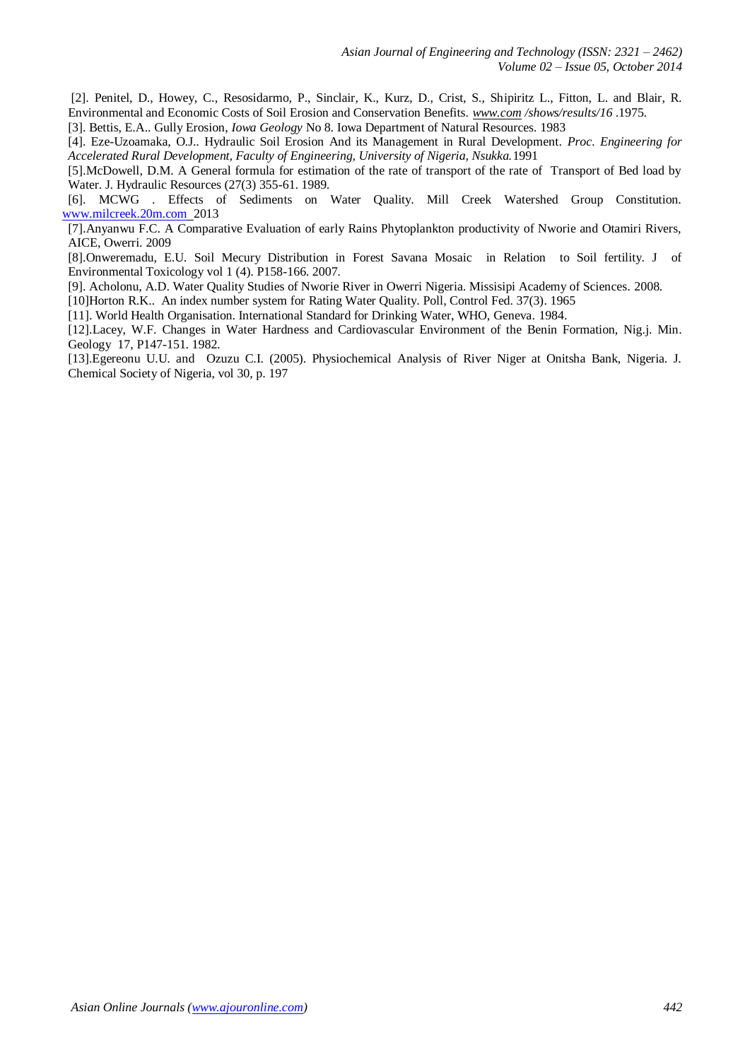[2]. Penitel, D., Howey, C., Resosidarmo, P., Sinclair, K., Kurz, D., Crist, S., Shipiritz L., Fitton, L. and Blair, R. Environmental and Economic Costs of Soil Erosion and Conservation Benefits. *www.com /shows/results/16* .1975.

[3]. Bettis, E.A.. Gully Erosion, *Iowa Geology* No 8. Iowa Department of Natural Resources. 1983

[4]. Eze-Uzoamaka, O.J.. Hydraulic Soil Erosion And its Management in Rural Development. *Proc. Engineering for Accelerated Rural Development, Faculty of Engineering, University of Nigeria, Nsukka.*1991

[5].McDowell, D.M. A General formula for estimation of the rate of transport of the rate of Transport of Bed load by Water. J. Hydraulic Resources (27(3) 355-61. 1989.

[6]. MCWG . Effects of Sediments on Water Quality. Mill Creek Watershed Group Constitution. www.milcreek.20m.com 2013

[7].Anyanwu F.C. A Comparative Evaluation of early Rains Phytoplankton productivity of Nworie and Otamiri Rivers, AICE, Owerri. 2009

[8].Onweremadu, E.U. Soil Mecury Distribution in Forest Savana Mosaic in Relation to Soil fertility. J of Environmental Toxicology vol 1 (4). P158-166. 2007.

[9]. Acholonu, A.D. Water Quality Studies of Nworie River in Owerri Nigeria. Missisipi Academy of Sciences. 2008.

[10]Horton R.K.. An index number system for Rating Water Quality. Poll, Control Fed. 37(3). 1965

[11]. World Health Organisation. International Standard for Drinking Water, WHO, Geneva. 1984.

[12].Lacey, W.F. Changes in Water Hardness and Cardiovascular Environment of the Benin Formation, Nig.j. Min. Geology 17, P147-151. 1982.

[13].Egereonu U.U. and Ozuzu C.I. (2005). Physiochemical Analysis of River Niger at Onitsha Bank, Nigeria. J. Chemical Society of Nigeria, vol 30, p. 197